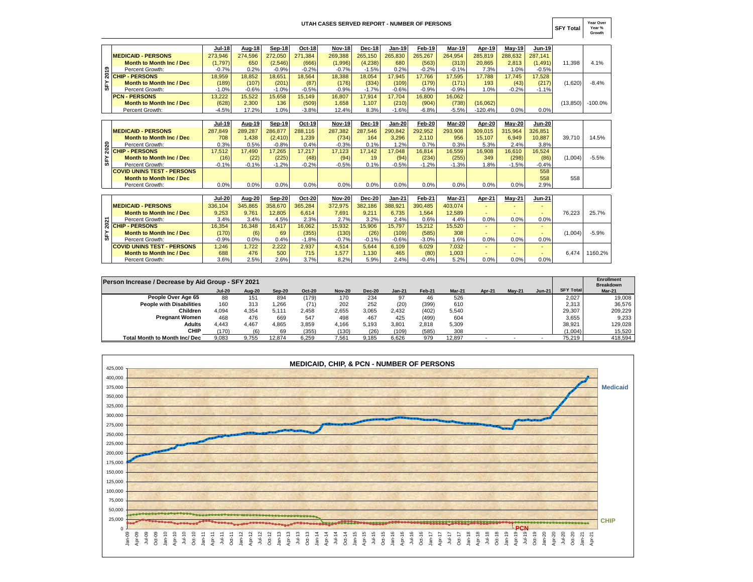# UTAH CASES SERVED REPORT - NUMBER OF PERSONS

| | | Jul-18 | Aug-18 | Sep-18 | Oct-18 | Nov-18 | Dec-18 | Jan-19 | Feb-19 | Mar-19 | Apr-19 | May-19 | Jun-19 | SFY Total | Year Over Year % Growth |
|---|---|---|---|---|---|---|---|---|---|---|---|---|---|---|---|
| SFY 2019 | MEDICAID - PERSONS | 273,946 | 274,596 | 272,050 | 271,384 | 269,388 | 265,150 | 265,830 | 265,267 | 264,954 | 285,819 | 288,632 | 287,141 | | |
| | Month to Month Inc / Dec | (1,797) | 650 | (2,546) | (666) | (1,996) | (4,238) | 680 | (563) | (313) | 20,865 | 2,813 | (1,491) | 11,398 | 4.1% |
| | Percent Growth: | -0.7% | 0.2% | -0.9% | -0.2% | -0.7% | -1.5% | 0.2% | -0.2% | -0.1% | 7.3% | 1.0% | -0.5% | | |
| | CHIP - PERSONS | 18,959 | 18,852 | 18,651 | 18,564 | 18,388 | 18,054 | 17,945 | 17,766 | 17,595 | 17,788 | 17,745 | 17,528 | | |
| | Month to Month Inc / Dec | (189) | (107) | (201) | (87) | (176) | (334) | (109) | (179) | (171) | 193 | (43) | (217) | (1,620) | -8.4% |
| | Percent Growth: | -1.0% | -0.6% | -1.0% | -0.5% | -0.9% | -1.7% | -0.6% | -0.9% | -0.9% | 1.0% | -0.2% | -1.1% | | |
| | PCN - PERSONS | 13,222 | 15,522 | 15,658 | 15,149 | 16,807 | 17,914 | 17,704 | 16,800 | 16,062 | | | | | |
| | Month to Month Inc / Dec | (628) | 2,300 | 136 | (509) | 1,658 | 1,107 | (210) | (904) | (738) | (16,062) | | | (13,850) | -100.0% |
| | Percent Growth: | -4.5% | 17.2% | 1.0% | -3.8% | 12.4% | 8.3% | -1.6% | -6.8% | -5.5% | -120.4% | 0.0% | 0.0% | | |

| | | Jul-19 | Aug-19 | Sep-19 | Oct-19 | Nov-19 | Dec-19 | Jan-20 | Feb-20 | Mar-20 | Apr-20 | May-20 | Jun-20 | SFY Total | Year Over Year % Growth |
|---|---|---|---|---|---|---|---|---|---|---|---|---|---|---|---|
| SFY 2020 | MEDICAID - PERSONS | 287,849 | 289,287 | 286,877 | 288,116 | 287,382 | 287,546 | 290,842 | 292,952 | 293,908 | 309,015 | 315,964 | 326,851 | | |
| | Month to Month Inc / Dec | 708 | 1,438 | (2,410) | 1,239 | (734) | 164 | 3,296 | 2,110 | 956 | 15,107 | 6,949 | 10,887 | 39,710 | 14.5% |
| | Percent Growth: | 0.3% | 0.5% | -0.8% | 0.4% | -0.3% | 0.1% | 1.2% | 0.7% | 0.3% | 5.3% | 2.4% | 3.8% | | |
| | CHIP - PERSONS | 17,512 | 17,490 | 17,265 | 17,217 | 17,123 | 17,142 | 17,048 | 16,814 | 16,559 | 16,908 | 16,610 | 16,524 | | |
| | Month to Month Inc / Dec | (16) | (22) | (225) | (48) | (94) | 19 | (94) | (234) | (255) | 349 | (298) | (86) | (1,004) | -5.5% |
| | Percent Growth: | -0.1% | -0.1% | -1.2% | -0.2% | -0.5% | 0.1% | -0.5% | -1.2% | -1.3% | 1.8% | -1.5% | -0.4% | | |
| | COVID UNINS TEST - PERSONS | | | | | | | | | | | | 558 | | |
| | Month to Month Inc / Dec | | | | | | | | | | | | 558 | 558 | |
| | Percent Growth: | 0.0% | 0.0% | 0.0% | 0.0% | 0.0% | 0.0% | 0.0% | 0.0% | 0.0% | 0.0% | 0.0% | 2.9% | | |

| | | Jul-20 | Aug-20 | Sep-20 | Oct-20 | Nov-20 | Dec-20 | Jan-21 | Feb-21 | Mar-21 | Apr-21 | May-21 | Jun-21 | SFY Total | Year Over Year % Growth |
|---|---|---|---|---|---|---|---|---|---|---|---|---|---|---|---|
| SFY 2021 | MEDICAID - PERSONS | 336,104 | 345,865 | 358,670 | 365,284 | 372,975 | 382,186 | 388,921 | 390,485 | 403,074 | - | - | - | | |
| | Month to Month Inc / Dec | 9,253 | 9,761 | 12,805 | 6,614 | 7,691 | 9,211 | 6,735 | 1,564 | 12,589 | - | - | - | 76,223 | 25.7% |
| | Percent Growth: | 3.4% | 3.4% | 4.5% | 2.3% | 2.7% | 3.2% | 2.4% | 0.6% | 4.4% | 0.0% | 0.0% | 0.0% | | |
| | CHIP - PERSONS | 16,354 | 16,348 | 16,417 | 16,062 | 15,932 | 15,906 | 15,797 | 15,212 | 15,520 | - | - | - | | |
| | Month to Month Inc / Dec | (170) | (6) | 69 | (355) | (130) | (26) | (109) | (585) | 308 | - | - | - | (1,004) | -5.9% |
| | Percent Growth: | -0.9% | 0.0% | 0.4% | -1.8% | -0.7% | -0.1% | -0.6% | -3.0% | 1.6% | 0.0% | 0.0% | 0.0% | | |
| | COVID UNINS TEST - PERSONS | 1,246 | 1,722 | 2,222 | 2,937 | 4,514 | 5,644 | 6,109 | 6,029 | 7,032 | - | - | - | | |
| | Month to Month Inc / Dec | 688 | 476 | 500 | 715 | 1,577 | 1,130 | 465 | (80) | 1,003 | - | - | - | 6,474 | 1160.2% |
| | Percent Growth: | 3.6% | 2.5% | 2.6% | 3.7% | 8.2% | 5.9% | 2.4% | -0.4% | 5.2% | 0.0% | 0.0% | 0.0% | | |

## Person Increase / Decrease by Aid Group - SFY 2021

| | Jul-20 | Aug-20 | Sep-20 | Oct-20 | Nov-20 | Dec-20 | Jan-21 | Feb-21 | Mar-21 | Apr-21 | May-21 | Jun-21 | SFY Total | Enrollment Breakdown Mar-21 |
|---|---|---|---|---|---|---|---|---|---|---|---|---|---|---|
| People Over Age 65 | 88 | 151 | 894 | (179) | 170 | 234 | 97 | 46 | 526 | | | | 2,027 | 19,008 |
| People with Disabilities | 160 | 313 | 1,266 | (71) | 202 | 252 | (20) | (399) | 610 | | | | 2,313 | 36,576 |
| Children | 4,094 | 4,354 | 5,111 | 2,458 | 2,655 | 3,065 | 2,432 | (402) | 5,540 | | | | 29,307 | 209,229 |
| Pregnant Women | 468 | 476 | 669 | 547 | 498 | 467 | 425 | (499) | 604 | | | | 3,655 | 9,233 |
| Adults | 4,443 | 4,467 | 4,865 | 3,859 | 4,166 | 5,193 | 3,801 | 2,818 | 5,309 | | | | 38,921 | 129,028 |
| CHIP | (170) | (6) | 69 | (355) | (130) | (26) | (109) | (585) | 308 | | | | (1,004) | 15,520 |
| Total Month to Month Inc/ Dec | 9,083 | 9,755 | 12,874 | 6,259 | 7,561 | 9,185 | 6,626 | 979 | 12,897 | - | - | - | 75,219 | 418,594 |

## MEDICAID, CHIP, & PCN - NUMBER OF PERSONS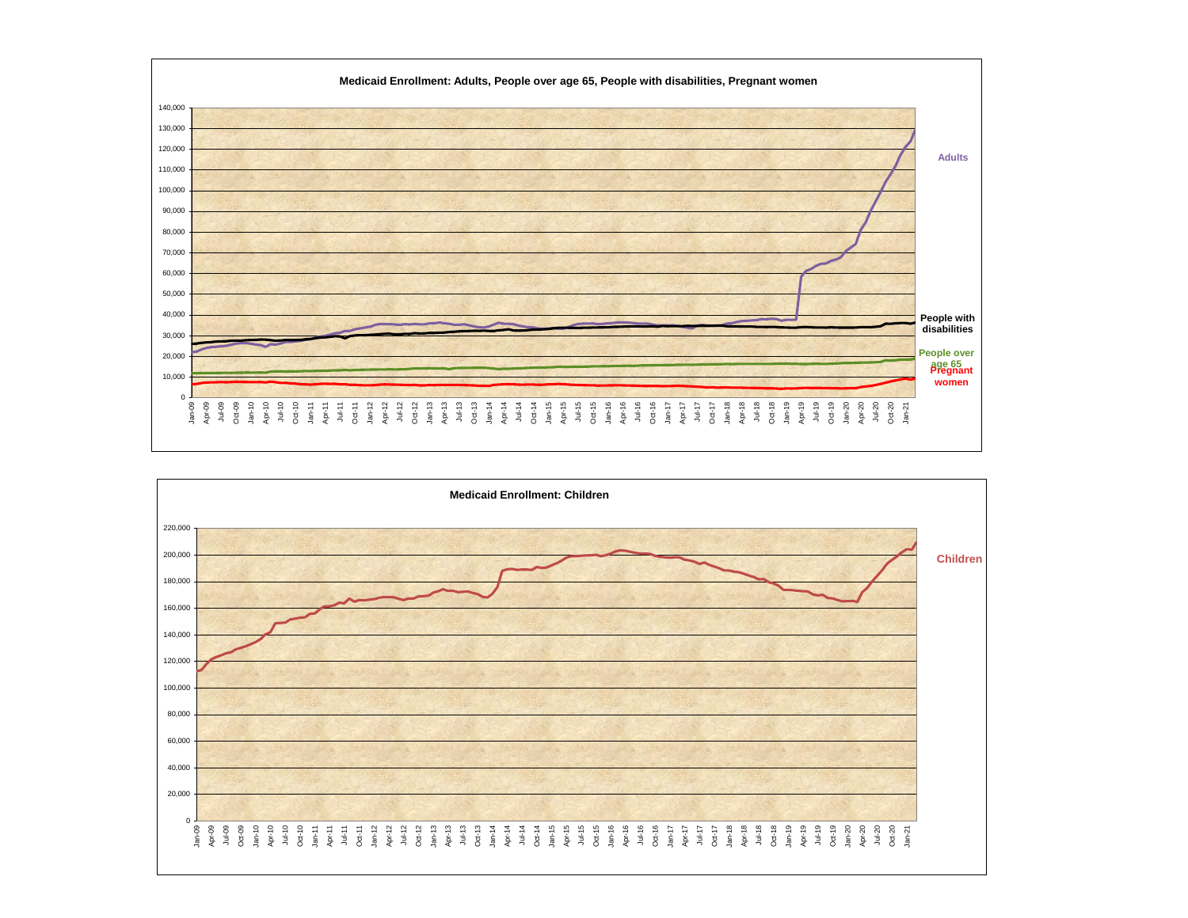**Medicaid Enrollment: Adults, People over age 65, People with disabilities, Pregnant women**

140,000
130,000
120,000
110,000
100,000
90,000
80,000
70,000
60,000
50,000
40,000
30,000
20,000
10,000
0

Jan-09 Apr-09 Jul-09 Oct-09 Jan-10 Apr-10 Jul-10 Oct-10 Jan-11 Apr-11 Jul-11 Oct-11 Jan-12 Apr-12 Jul-12 Oct-12 Jan-13 Apr-13 Jul-13 Oct-13 Jan-14 Apr-14 Jul-14 Oct-14 Jan-15 Apr-15 Jul-15 Oct-15 Jan-16 Apr-16 Jul-16 Oct-16 Jan-17 Apr-17 Jul-17 Oct-17 Jan-18 Apr-18 Jul-18 Oct-18 Jan-19 Apr-19 Jul-19 Oct-19 Jan-20 Apr-20 Jul-20 Oct-20 Jan-21

Adults

People with disabilities

People over age 65

Pregnant women

**Medicaid Enrollment: Children**

220,000
200,000
180,000
160,000
140,000
120,000
100,000
80,000
60,000
40,000
20,000
0

Jan-09 Apr-09 Jul-09 Oct-09 Jan-10 Apr-10 Jul-10 Oct-10 Jan-11 Apr-11 Jul-11 Oct-11 Jan-12 Apr-12 Jul-12 Oct-12 Jan-13 Apr-13 Jul-13 Oct-13 Jan-14 Apr-14 Jul-14 Oct-14 Jan-15 Apr-15 Jul-15 Oct-15 Jan-16 Apr-16 Jul-16 Oct-16 Jan-17 Apr-17 Jul-17 Oct-17 Jan-18 Apr-18 Jul-18 Oct-18 Jan-19 Apr-19 Jul-19 Oct-19 Jan-20 Apr-20 Jul-20 Oct-20 Jan-21

Children